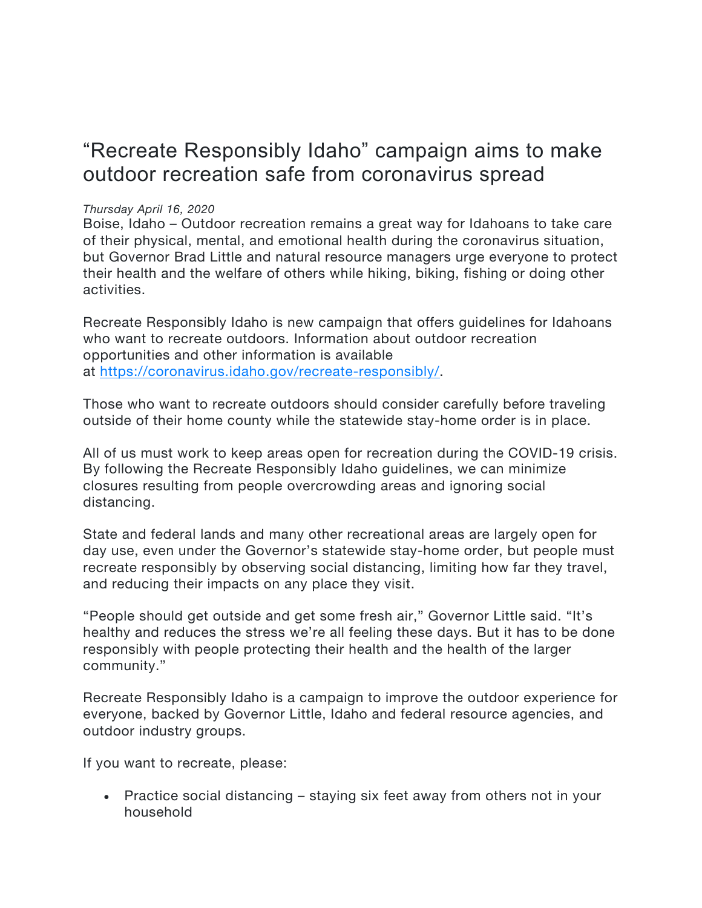# “Recreate Responsibly Idaho” campaign aims to make outdoor recreation safe from coronavirus spread

*Thursday April 16, 2020*

Boise, Idaho – Outdoor recreation remains a great way for Idahoans to take care of their physical, mental, and emotional health during the coronavirus situation, but Governor Brad Little and natural resource managers urge everyone to protect their health and the welfare of others while hiking, biking, fishing or doing other activities.

Recreate Responsibly Idaho is new campaign that offers guidelines for Idahoans who want to recreate outdoors. Information about outdoor recreation opportunities and other information is available at [https://coronavirus.idaho.gov/recreate-responsibly/](https://coronavirus.idaho.gov/recreate-responsibly/).

Those who want to recreate outdoors should consider carefully before traveling outside of their home county while the statewide stay-home order is in place.

All of us must work to keep areas open for recreation during the COVID-19 crisis. By following the Recreate Responsibly Idaho guidelines, we can minimize closures resulting from people overcrowding areas and ignoring social distancing.

State and federal lands and many other recreational areas are largely open for day use, even under the Governor’s statewide stay-home order, but people must recreate responsibly by observing social distancing, limiting how far they travel, and reducing their impacts on any place they visit.

“People should get outside and get some fresh air,” Governor Little said. “It’s healthy and reduces the stress we’re all feeling these days. But it has to be done responsibly with people protecting their health and the health of the larger community.”

Recreate Responsibly Idaho is a campaign to improve the outdoor experience for everyone, backed by Governor Little, Idaho and federal resource agencies, and outdoor industry groups.

If you want to recreate, please:

- Practice social distancing – staying six feet away from others not in your household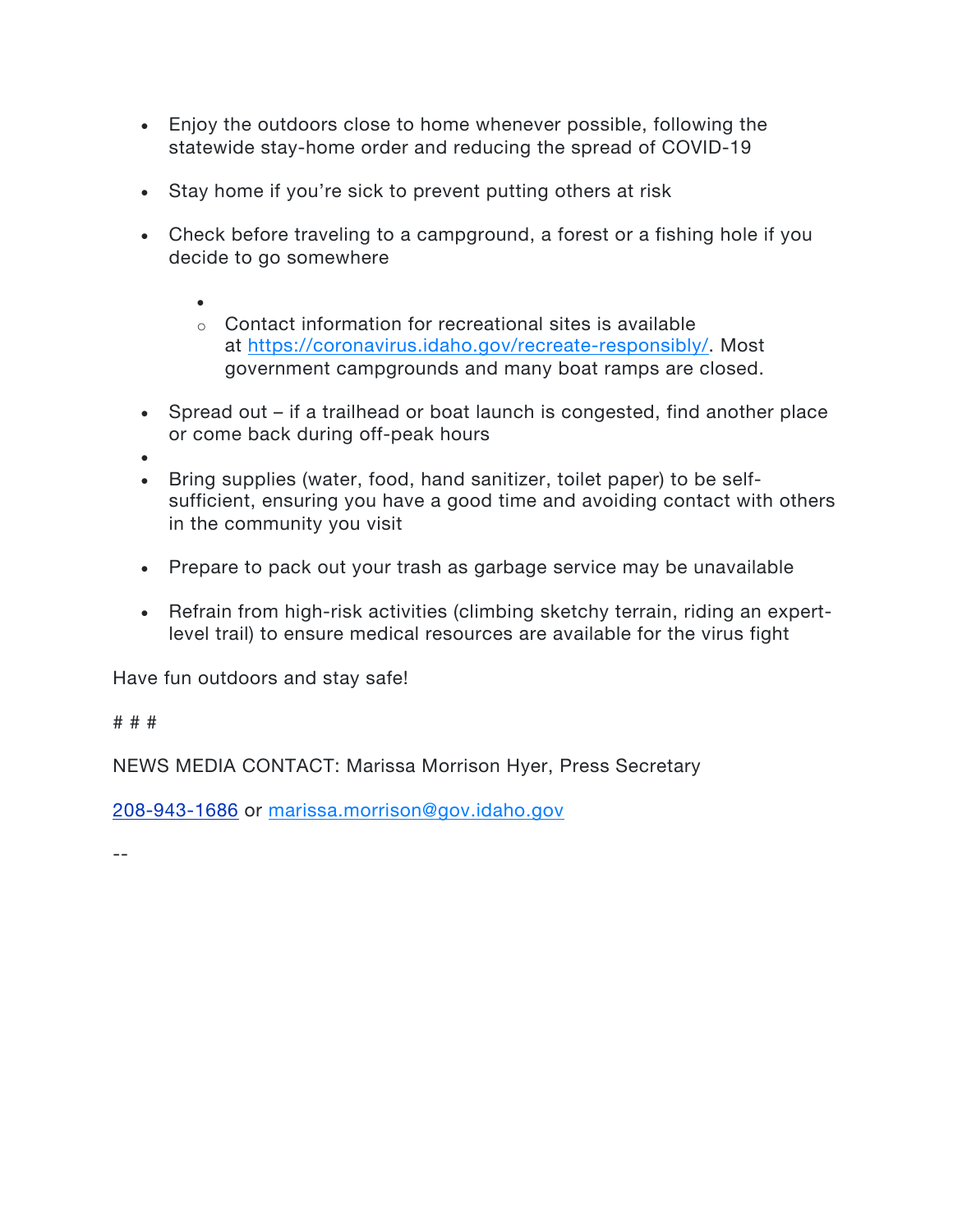- Enjoy the outdoors close to home whenever possible, following the statewide stay-home order and reducing the spread of COVID-19
- Stay home if you're sick to prevent putting others at risk
- Check before traveling to a campground, a forest or a fishing hole if you decide to go somewhere
    - Contact information for recreational sites is available at https://coronavirus.idaho.gov/recreate-responsibly/. Most government campgrounds and many boat ramps are closed.
- Spread out – if a trailhead or boat launch is congested, find another place or come back during off-peak hours
- Bring supplies (water, food, hand sanitizer, toilet paper) to be self-sufficient, ensuring you have a good time and avoiding contact with others in the community you visit
- Prepare to pack out your trash as garbage service may be unavailable
- Refrain from high-risk activities (climbing sketchy terrain, riding an expert-level trail) to ensure medical resources are available for the virus fight

Have fun outdoors and stay safe!

# # #

NEWS MEDIA CONTACT: Marissa Morrison Hyer, Press Secretary

208-943-1686 or marissa.morrison@gov.idaho.gov

--